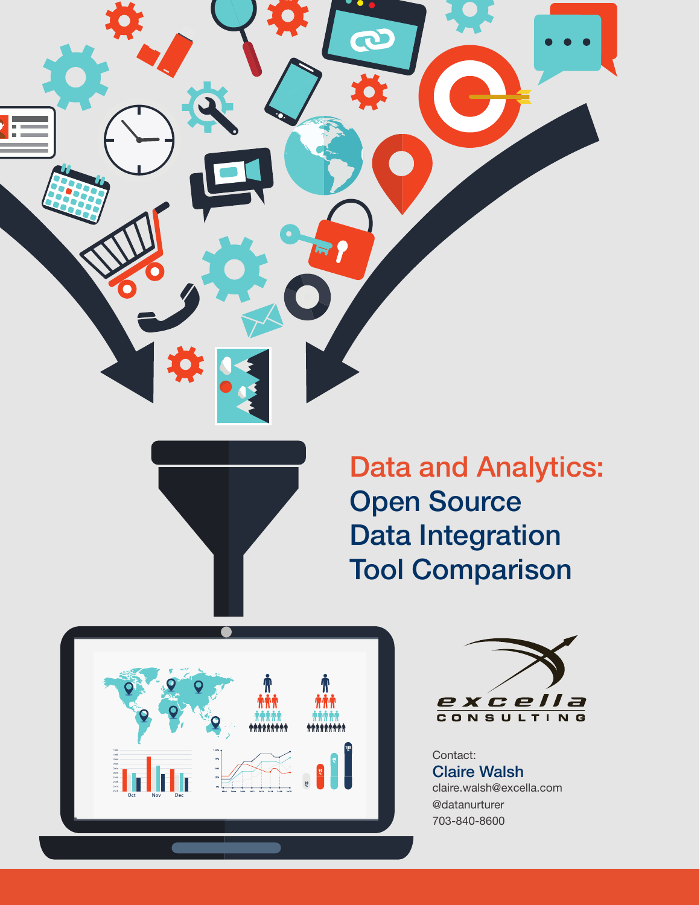# Data and Analytics: Open Source Data Integration Tool Comparison

excella CONSULTING

Contact:

**Claire Walsh**

claire.walsh@excella.com

@datanurturer

703-840-8600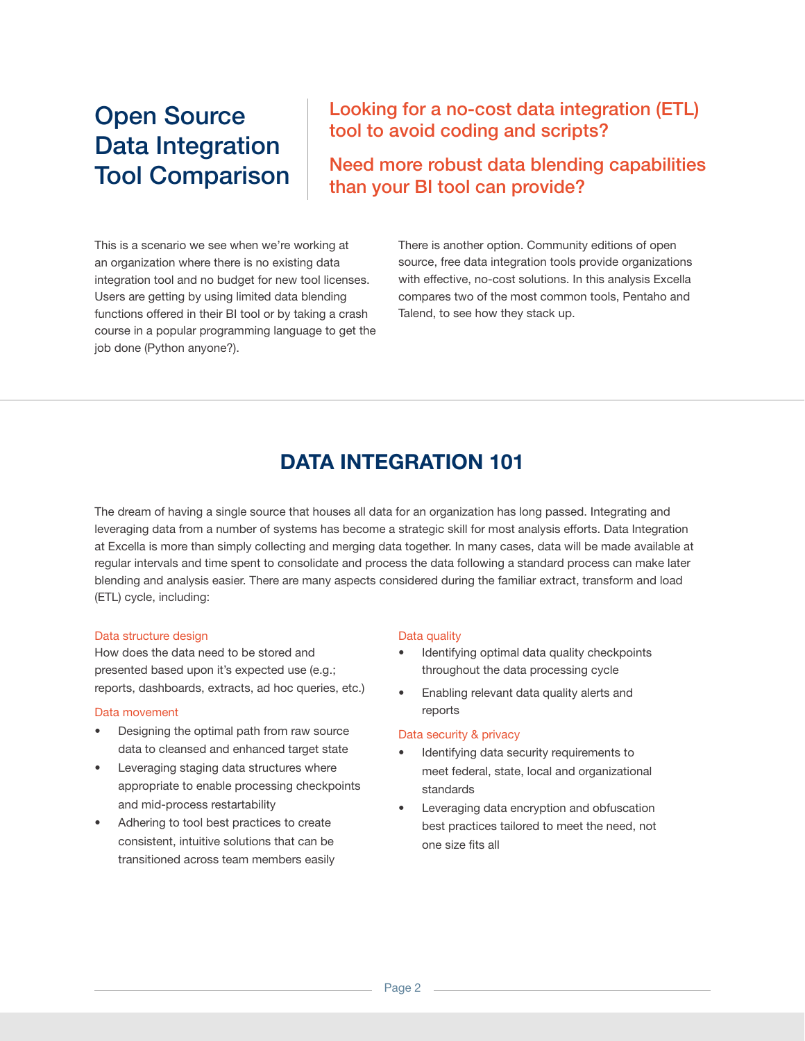# Open Source Data Integration Tool Comparison

## Looking for a no-cost data integration (ETL) tool to avoid coding and scripts?

## Need more robust data blending capabilities than your BI tool can provide?

This is a scenario we see when we're working at an organization where there is no existing data integration tool and no budget for new tool licenses. Users are getting by using limited data blending functions offered in their BI tool or by taking a crash course in a popular programming language to get the job done (Python anyone?).

There is another option. Community editions of open source, free data integration tools provide organizations with effective, no-cost solutions. In this analysis Excella compares two of the most common tools, Pentaho and Talend, to see how they stack up.

## DATA INTEGRATION 101

The dream of having a single source that houses all data for an organization has long passed. Integrating and leveraging data from a number of systems has become a strategic skill for most analysis efforts. Data Integration at Excella is more than simply collecting and merging data together. In many cases, data will be made available at regular intervals and time spent to consolidate and process the data following a standard process can make later blending and analysis easier. There are many aspects considered during the familiar extract, transform and load (ETL) cycle, including:

**Data structure design**

How does the data need to be stored and presented based upon it's expected use (e.g.; reports, dashboards, extracts, ad hoc queries, etc.)

**Data movement**

- Designing the optimal path from raw source data to cleansed and enhanced target state
- Leveraging staging data structures where appropriate to enable processing checkpoints and mid-process restartability
- Adhering to tool best practices to create consistent, intuitive solutions that can be transitioned across team members easily

**Data quality**

- Identifying optimal data quality checkpoints throughout the data processing cycle
- Enabling relevant data quality alerts and reports

**Data security & privacy**

- Identifying data security requirements to meet federal, state, local and organizational standards
- Leveraging data encryption and obfuscation best practices tailored to meet the need, not one size fits all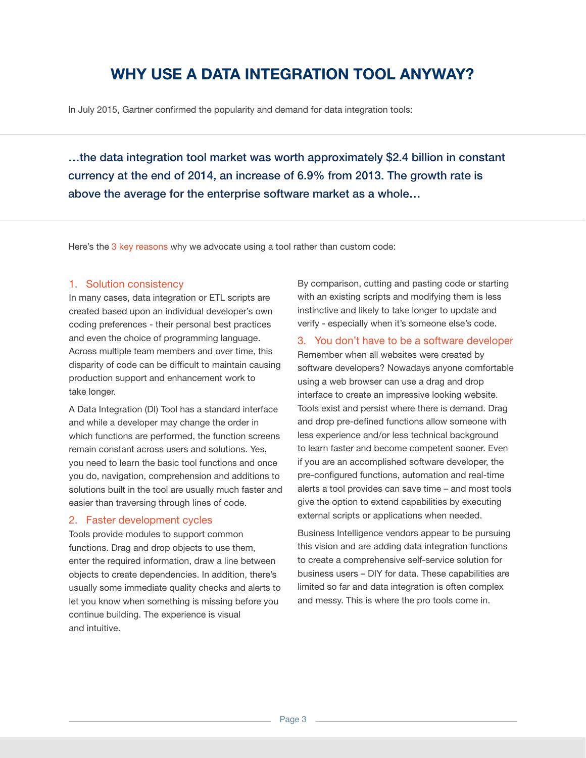# WHY USE A DATA INTEGRATION TOOL ANYWAY?

In July 2015, Gartner confirmed the popularity and demand for data integration tools:

> **…the data integration tool market was worth approximately $2.4 billion in constant currency at the end of 2014, an increase of 6.9% from 2013. The growth rate is above the average for the enterprise software market as a whole…**

Here's the 3 key reasons why we advocate using a tool rather than custom code:

### 1. Solution consistency

In many cases, data integration or ETL scripts are created based upon an individual developer's own coding preferences - their personal best practices and even the choice of programming language. Across multiple team members and over time, this disparity of code can be difficult to maintain causing production support and enhancement work to take longer.

A Data Integration (DI) Tool has a standard interface and while a developer may change the order in which functions are performed, the function screens remain constant across users and solutions. Yes, you need to learn the basic tool functions and once you do, navigation, comprehension and additions to solutions built in the tool are usually much faster and easier than traversing through lines of code.

### 2. Faster development cycles

Tools provide modules to support common functions. Drag and drop objects to use them, enter the required information, draw a line between objects to create dependencies. In addition, there's usually some immediate quality checks and alerts to let you know when something is missing before you continue building. The experience is visual and intuitive.

By comparison, cutting and pasting code or starting with an existing scripts and modifying them is less instinctive and likely to take longer to update and verify - especially when it's someone else's code.

### 3. You don't have to be a software developer

Remember when all websites were created by software developers? Nowadays anyone comfortable using a web browser can use a drag and drop interface to create an impressive looking website. Tools exist and persist where there is demand. Drag and drop pre-defined functions allow someone with less experience and/or less technical background to learn faster and become competent sooner. Even if you are an accomplished software developer, the pre-configured functions, automation and real-time alerts a tool provides can save time – and most tools give the option to extend capabilities by executing external scripts or applications when needed.

Business Intelligence vendors appear to be pursuing this vision and are adding data integration functions to create a comprehensive self-service solution for business users – DIY for data. These capabilities are limited so far and data integration is often complex and messy. This is where the pro tools come in.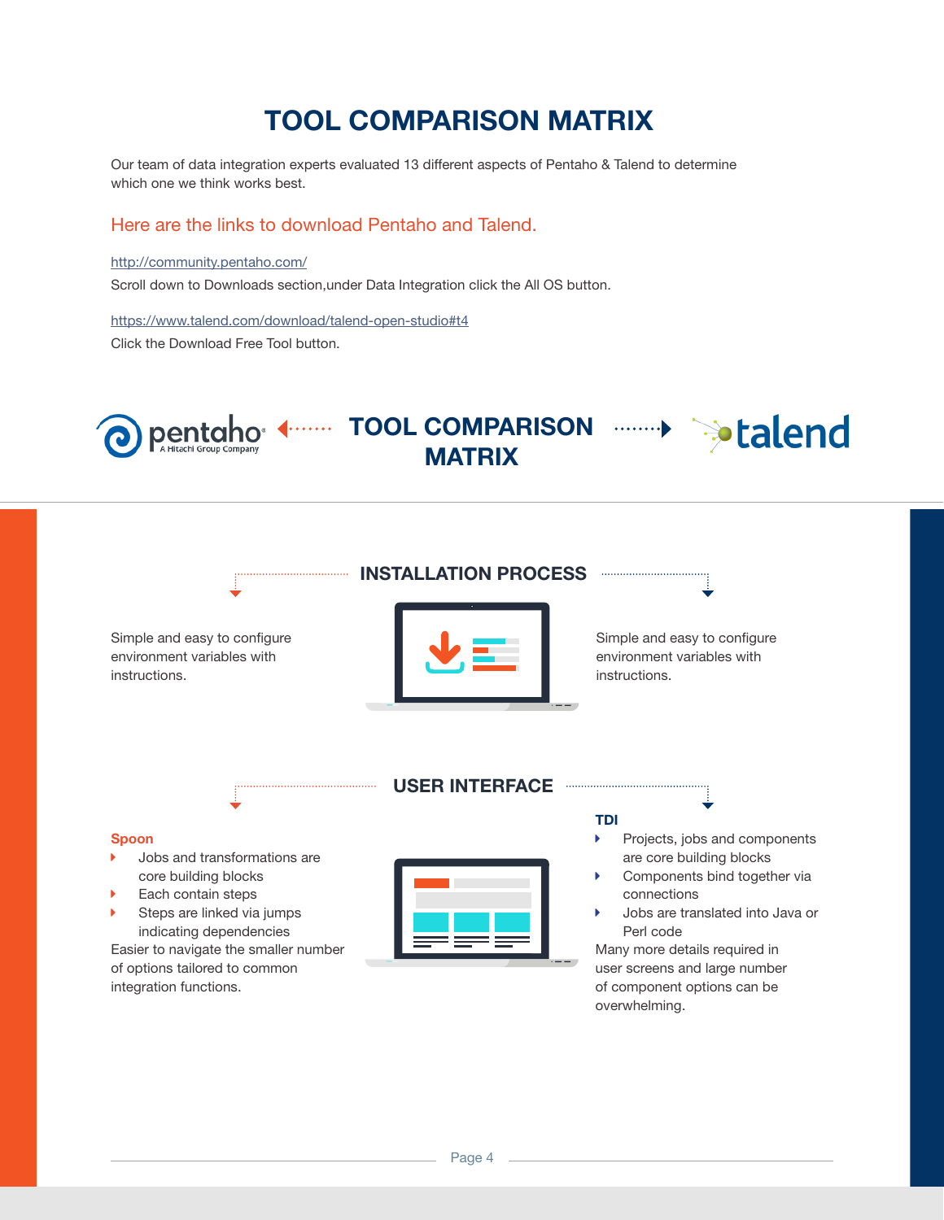# TOOL COMPARISON MATRIX

Our team of data integration experts evaluated 13 different aspects of Pentaho & Talend to determine which one we think works best.

## Here are the links to download Pentaho and Talend.

http://community.pentaho.com/

Scroll down to Downloads section,under Data Integration click the All OS button.

https://www.talend.com/download/talend-open-studio#t4

Click the Download Free Tool button.

pentaho A Hitachi Group Company — TOOL COMPARISON MATRIX — talend

## INSTALLATION PROCESS

**Pentaho:** Simple and easy to configure environment variables with instructions.

**Talend:** Simple and easy to configure environment variables with instructions.

## USER INTERFACE

**Spoon**

- Jobs and transformations are core building blocks
- Each contain steps
- Steps are linked via jumps indicating dependencies

Easier to navigate the smaller number of options tailored to common integration functions.

**TDI**

- Projects, jobs and components are core building blocks
- Components bind together via connections
- Jobs are translated into Java or Perl code

Many more details required in user screens and large number of component options can be overwhelming.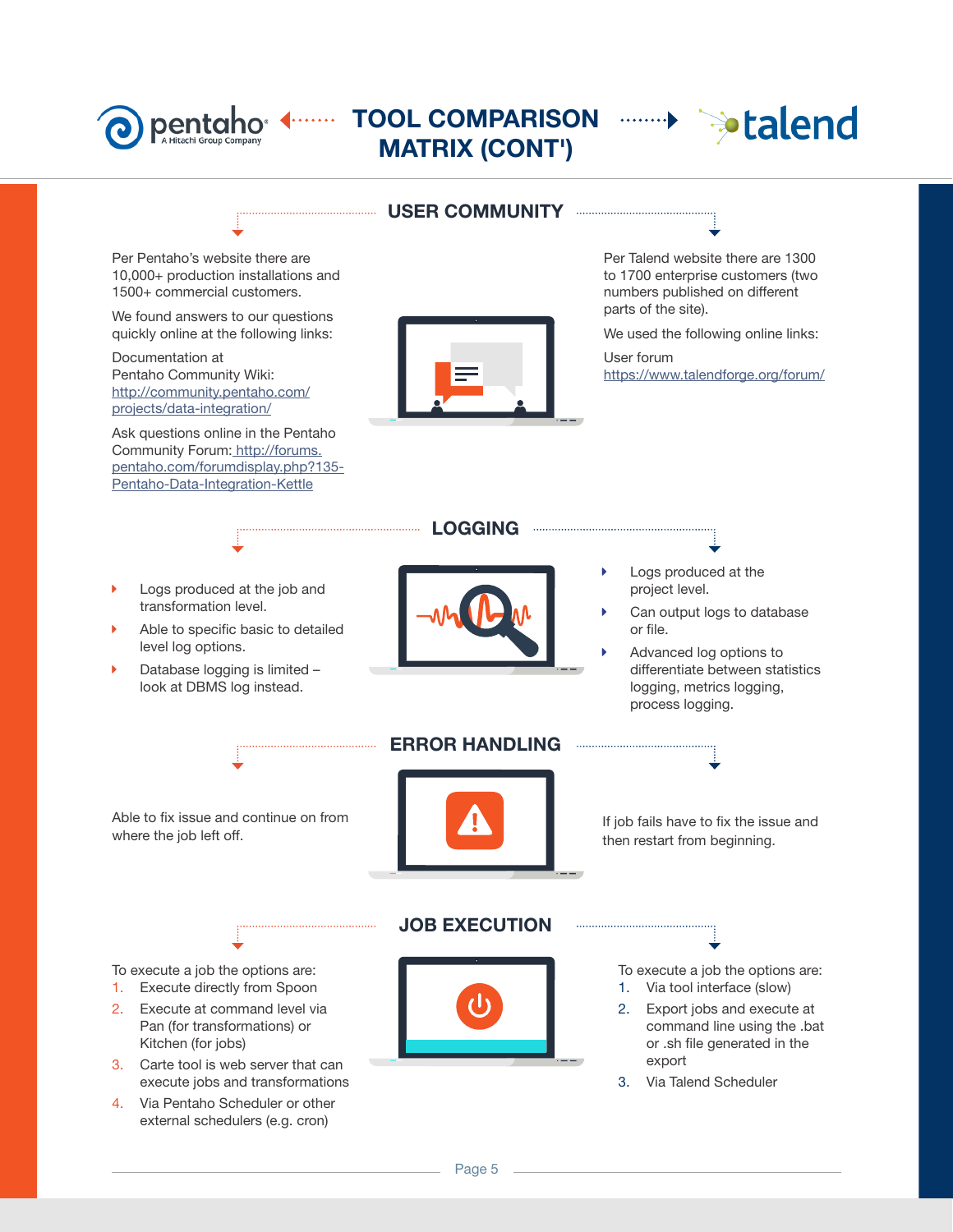# TOOL COMPARISON MATRIX (CONT')

Pentaho — A Hitachi Group Company | talend

## USER COMMUNITY

**Pentaho**

Per Pentaho's website there are 10,000+ production installations and 1500+ commercial customers.

We found answers to our questions quickly online at the following links:

Documentation at Pentaho Community Wiki: http://community.pentaho.com/projects/data-integration/

Ask questions online in the Pentaho Community Forum: http://forums.pentaho.com/forumdisplay.php?135-Pentaho-Data-Integration-Kettle

**Talend**

Per Talend website there are 1300 to 1700 enterprise customers (two numbers published on different parts of the site).

We used the following online links:

User forum https://www.talendforge.org/forum/

## LOGGING

**Pentaho**

- Logs produced at the job and transformation level.
- Able to specific basic to detailed level log options.
- Database logging is limited – look at DBMS log instead.

**Talend**

- Logs produced at the project level.
- Can output logs to database or file.
- Advanced log options to differentiate between statistics logging, metrics logging, process logging.

## ERROR HANDLING

**Pentaho**

Able to fix issue and continue on from where the job left off.

**Talend**

If job fails have to fix the issue and then restart from beginning.

## JOB EXECUTION

**Pentaho**

To execute a job the options are:

1. Execute directly from Spoon
2. Execute at command level via Pan (for transformations) or Kitchen (for jobs)
3. Carte tool is web server that can execute jobs and transformations
4. Via Pentaho Scheduler or other external schedulers (e.g. cron)

**Talend**

To execute a job the options are:

1. Via tool interface (slow)
2. Export jobs and execute at command line using the .bat or .sh file generated in the export
3. Via Talend Scheduler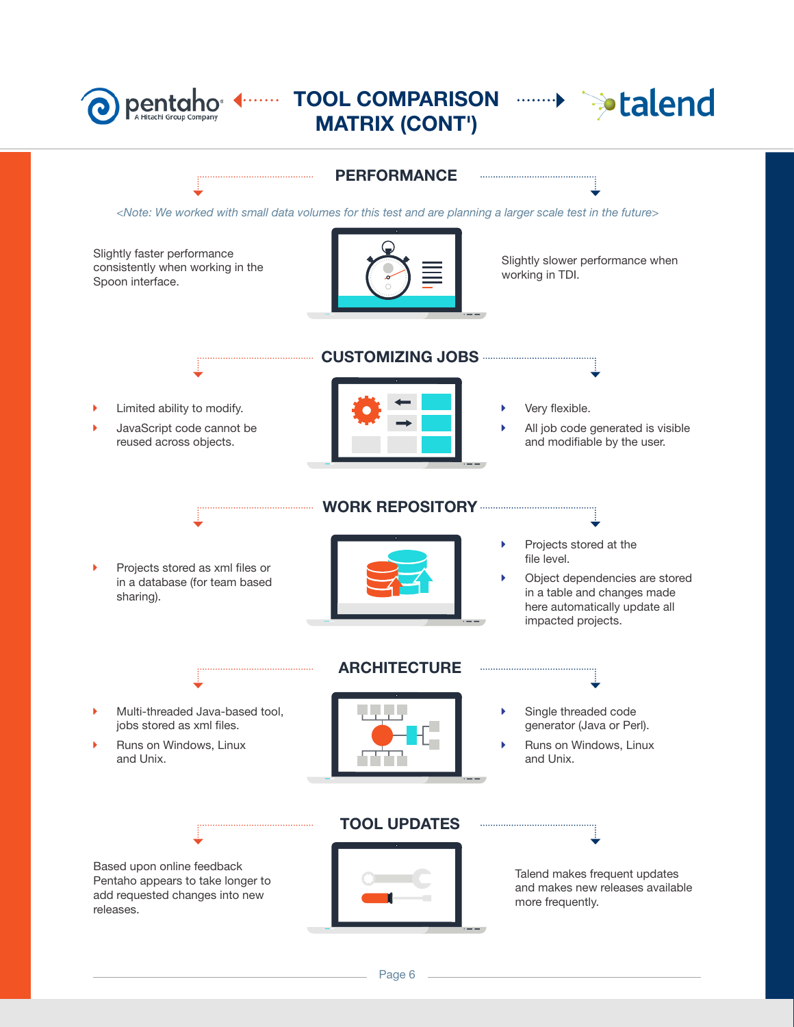# TOOL COMPARISON MATRIX (CONT')

Pentaho | Talend

## PERFORMANCE

*<Note: We worked with small data volumes for this test and are planning a larger scale test in the future>*

| Pentaho | Talend |
| --- | --- |
| Slightly faster performance consistently when working in the Spoon interface. | Slightly slower performance when working in TDI. |

## CUSTOMIZING JOBS

**Pentaho**

- Limited ability to modify.
- JavaScript code cannot be reused across objects.

**Talend**

- Very flexible.
- All job code generated is visible and modifiable by the user.

## WORK REPOSITORY

**Pentaho**

- Projects stored as xml files or in a database (for team based sharing).

**Talend**

- Projects stored at the file level.
- Object dependencies are stored in a table and changes made here automatically update all impacted projects.

## ARCHITECTURE

**Pentaho**

- Multi-threaded Java-based tool, jobs stored as xml files.
- Runs on Windows, Linux and Unix.

**Talend**

- Single threaded code generator (Java or Perl).
- Runs on Windows, Linux and Unix.

## TOOL UPDATES

| Pentaho | Talend |
| --- | --- |
| Based upon online feedback Pentaho appears to take longer to add requested changes into new releases. | Talend makes frequent updates and makes new releases available more frequently. |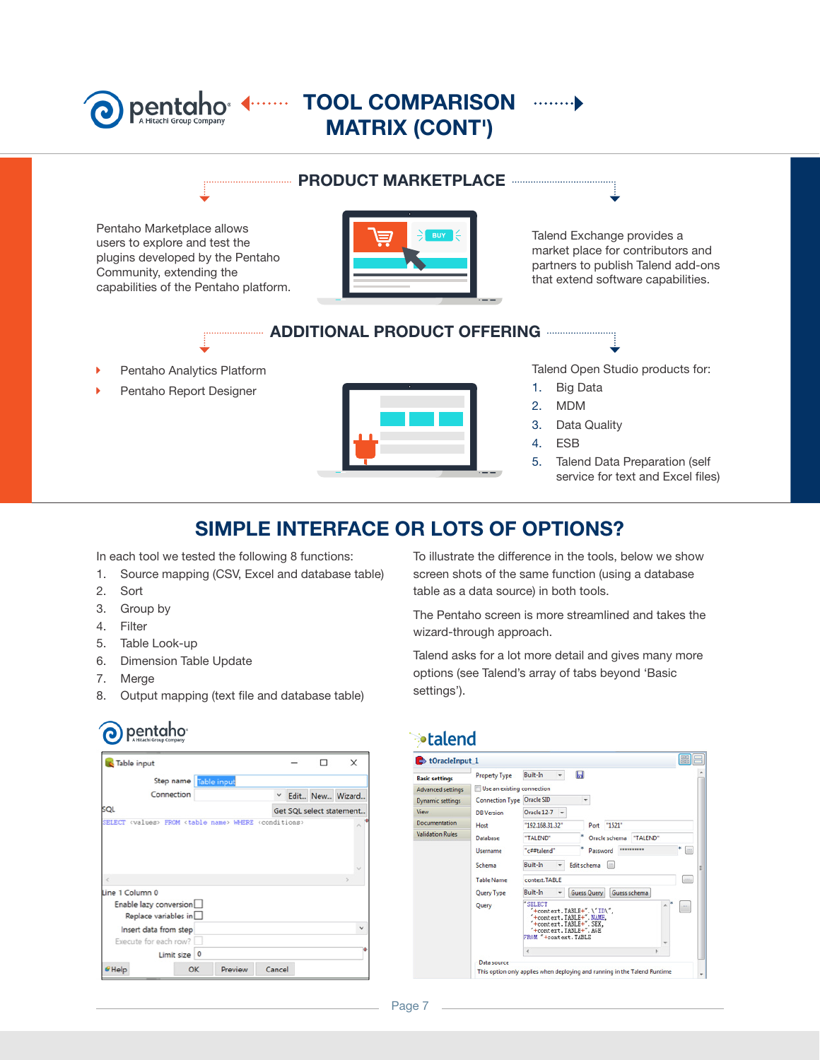# TOOL COMPARISON MATRIX (CONT')

## PRODUCT MARKETPLACE

Pentaho Marketplace allows users to explore and test the plugins developed by the Pentaho Community, extending the capabilities of the Pentaho platform.

Talend Exchange provides a market place for contributors and partners to publish Talend add-ons that extend software capabilities.

## ADDITIONAL PRODUCT OFFERING

- Pentaho Analytics Platform
- Pentaho Report Designer

Talend Open Studio products for:

1. Big Data
2. MDM
3. Data Quality
4. ESB
5. Talend Data Preparation (self service for text and Excel files)

## SIMPLE INTERFACE OR LOTS OF OPTIONS?

In each tool we tested the following 8 functions:

1. Source mapping (CSV, Excel and database table)
2. Sort
3. Group by
4. Filter
5. Table Look-up
6. Dimension Table Update
7. Merge
8. Output mapping (text file and database table)

To illustrate the difference in the tools, below we show screen shots of the same function (using a database table as a data source) in both tools.

The Pentaho screen is more streamlined and takes the wizard-through approach.

Talend asks for a lot more detail and gives many more options (see Talend's array of tabs beyond 'Basic settings').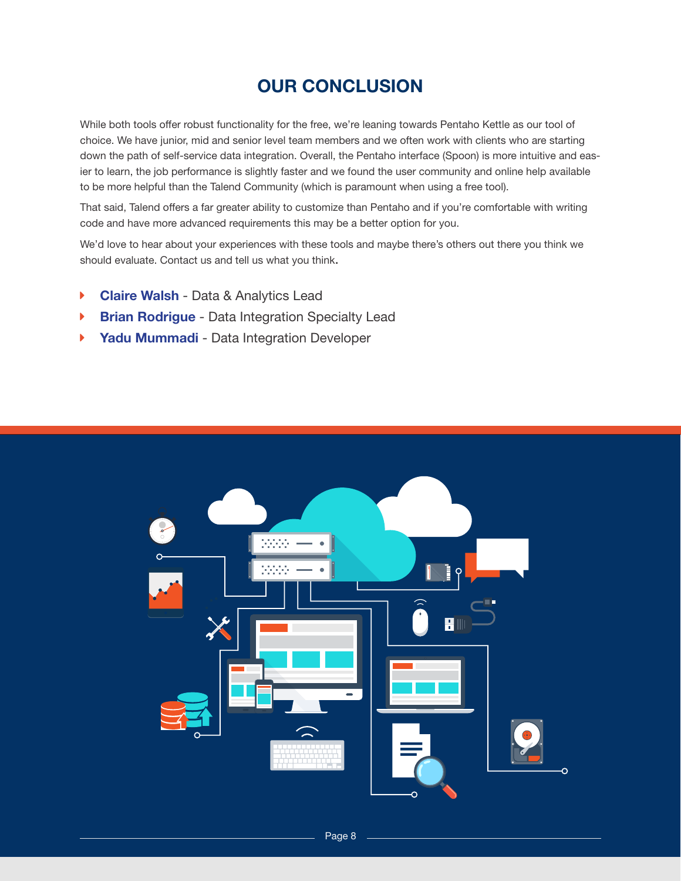# OUR CONCLUSION

While both tools offer robust functionality for the free, we're leaning towards Pentaho Kettle as our tool of choice. We have junior, mid and senior level team members and we often work with clients who are starting down the path of self-service data integration. Overall, the Pentaho interface (Spoon) is more intuitive and easier to learn, the job performance is slightly faster and we found the user community and online help available to be more helpful than the Talend Community (which is paramount when using a free tool).

That said, Talend offers a far greater ability to customize than Pentaho and if you're comfortable with writing code and have more advanced requirements this may be a better option for you.

We'd love to hear about your experiences with these tools and maybe there's others out there you think we should evaluate. Contact us and tell us what you think.

- **Claire Walsh** - Data & Analytics Lead
- **Brian Rodrigue** - Data Integration Specialty Lead
- **Yadu Mummadi** - Data Integration Developer